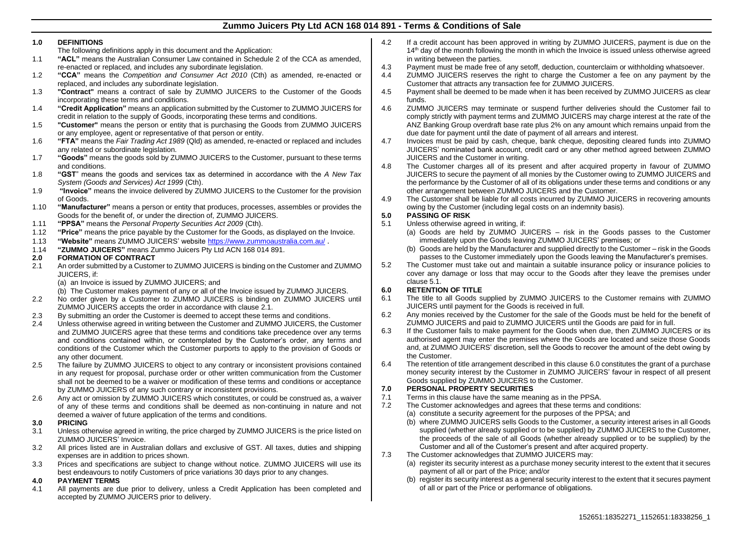# Zummo Juicers Pty Ltd ACN 168 014 891 - Terms & Conditions of Sale

## 1.0 DEFINITIONS

The following definitions apply in this document and the Application:

1.1 **"ACL"** means the Australian Consumer Law contained in Schedule 2 of the CCA as amended, re-enacted or replaced, and includes any subordinate legislation.

1.2 **"CCA"** means the *Competition and Consumer Act 2010* (Cth) as amended, re-enacted or replaced, and includes any subordinate legislation.

1.3 **"Contract"** means a contract of sale by ZUMMO JUICERS to the Customer of the Goods incorporating these terms and conditions.

1.4 **"Credit Application"** means an application submitted by the Customer to ZUMMO JUICERS for credit in relation to the supply of Goods, incorporating these terms and conditions.

1.5 **"Customer"** means the person or entity that is purchasing the Goods from ZUMMO JUICERS or any employee, agent or representative of that person or entity.

1.6 **"FTA"** means the *Fair Trading Act 1989* (Qld) as amended, re-enacted or replaced and includes any related or subordinate legislation.

1.7 **"Goods"** means the goods sold by ZUMMO JUICERS to the Customer, pursuant to these terms and conditions.

1.8 **"GST"** means the goods and services tax as determined in accordance with the *A New Tax System (Goods and Services) Act 1999* (Cth).

1.9 **"Invoice"** means the invoice delivered by ZUMMO JUICERS to the Customer for the provision of Goods.

1.10 **"Manufacturer"** means a person or entity that produces, processes, assembles or provides the Goods for the benefit of, or under the direction of, ZUMMO JUICERS.

1.11 **"PPSA"** means the *Personal Property Securities Act 2009* (Cth).

1.12 **"Price"** means the price payable by the Customer for the Goods, as displayed on the Invoice.

1.13 **"Website"** means ZUMMO JUICERS' website https://www.zummoaustralia.com.au/ .

1.14 **"ZUMMO JUICERS"** means Zummo Juicers Pty Ltd ACN 168 014 891.

## 2.0 FORMATION OF CONTRACT

2.1 An order submitted by a Customer to ZUMMO JUICERS is binding on the Customer and ZUMMO JUICERS, if:

(a) an Invoice is issued by ZUMMO JUICERS; and

(b) The Customer makes payment of any or all of the Invoice issued by ZUMMO JUICERS.

2.2 No order given by a Customer to ZUMMO JUICERS is binding on ZUMMO JUICERS until ZUMMO JUICERS accepts the order in accordance with clause 2.1.

2.3 By submitting an order the Customer is deemed to accept these terms and conditions.

2.4 Unless otherwise agreed in writing between the Customer and ZUMMO JUICERS, the Customer and ZUMMO JUICERS agree that these terms and conditions take precedence over any terms and conditions contained within, or contemplated by the Customer's order, any terms and conditions of the Customer which the Customer purports to apply to the provision of Goods or any other document.

2.5 The failure by ZUMMO JUICERS to object to any contrary or inconsistent provisions contained in any request for proposal, purchase order or other written communication from the Customer shall not be deemed to be a waiver or modification of these terms and conditions or acceptance by ZUMMO JUICERS of any such contrary or inconsistent provisions.

2.6 Any act or omission by ZUMMO JUICERS which constitutes, or could be construed as, a waiver of any of these terms and conditions shall be deemed as non-continuing in nature and not deemed a waiver of future application of the terms and conditions.

## 3.0 PRICING

3.1 Unless otherwise agreed in writing, the price charged by ZUMMO JUICERS is the price listed on ZUMMO JUICERS' Invoice.

3.2 All prices listed are in Australian dollars and exclusive of GST. All taxes, duties and shipping expenses are in addition to prices shown.

3.3 Prices and specifications are subject to change without notice. ZUMMO JUICERS will use its best endeavours to notify Customers of price variations 30 days prior to any changes.

## 4.0 PAYMENT TERMS

4.1 All payments are due prior to delivery, unless a Credit Application has been completed and accepted by ZUMMO JUICERS prior to delivery.

4.2 If a credit account has been approved in writing by ZUMMO JUICERS, payment is due on the 14th day of the month following the month in which the Invoice is issued unless otherwise agreed in writing between the parties.

4.3 Payment must be made free of any setoff, deduction, counterclaim or withholding whatsoever.

4.4 ZUMMO JUICERS reserves the right to charge the Customer a fee on any payment by the Customer that attracts any transaction fee for ZUMMO JUICERS.

4.5 Payment shall be deemed to be made when it has been received by ZUMMO JUICERS as clear funds.

4.6 ZUMMO JUICERS may terminate or suspend further deliveries should the Customer fail to comply strictly with payment terms and ZUMMO JUICERS may charge interest at the rate of the ANZ Banking Group overdraft base rate plus 2% on any amount which remains unpaid from the due date for payment until the date of payment of all arrears and interest.

4.7 Invoices must be paid by cash, cheque, bank cheque, depositing cleared funds into ZUMMO JUICERS' nominated bank account, credit card or any other method agreed between ZUMMO JUICERS and the Customer in writing.

4.8 The Customer charges all of its present and after acquired property in favour of ZUMMO JUICERS to secure the payment of all monies by the Customer owing to ZUMMO JUICERS and the performance by the Customer of all of its obligations under these terms and conditions or any other arrangement between ZUMMO JUICERS and the Customer.

4.9 The Customer shall be liable for all costs incurred by ZUMMO JUICERS in recovering amounts owing by the Customer (including legal costs on an indemnity basis).

## 5.0 PASSING OF RISK

5.1 Unless otherwise agreed in writing, if:

(a) Goods are held by ZUMMO JUICERS – risk in the Goods passes to the Customer immediately upon the Goods leaving ZUMMO JUICERS' premises; or

(b) Goods are held by the Manufacturer and supplied directly to the Customer – risk in the Goods passes to the Customer immediately upon the Goods leaving the Manufacturer's premises.

5.2 The Customer must take out and maintain a suitable insurance policy or insurance policies to cover any damage or loss that may occur to the Goods after they leave the premises under clause 5.1.

## 6.0 RETENTION OF TITLE

6.1 The title to all Goods supplied by ZUMMO JUICERS to the Customer remains with ZUMMO JUICERS until payment for the Goods is received in full.

6.2 Any monies received by the Customer for the sale of the Goods must be held for the benefit of ZUMMO JUICERS and paid to ZUMMO JUICERS until the Goods are paid for in full.

6.3 If the Customer fails to make payment for the Goods when due, then ZUMMO JUICERS or its authorised agent may enter the premises where the Goods are located and seize those Goods and, at ZUMMO JUICERS' discretion, sell the Goods to recover the amount of the debt owing by the Customer.

6.4 The retention of title arrangement described in this clause 6.0 constitutes the grant of a purchase money security interest by the Customer in ZUMMO JUICERS' favour in respect of all present Goods supplied by ZUMMO JUICERS to the Customer.

## 7.0 PERSONAL PROPERTY SECURITIES

7.1 Terms in this clause have the same meaning as in the PPSA.

7.2 The Customer acknowledges and agrees that these terms and conditions:

(a) constitute a security agreement for the purposes of the PPSA; and

(b) where ZUMMO JUICERS sells Goods to the Customer, a security interest arises in all Goods supplied (whether already supplied or to be supplied) by ZUMMO JUICERS to the Customer, the proceeds of the sale of all Goods (whether already supplied or to be supplied) by the Customer and all of the Customer's present and after acquired property.

7.3 The Customer acknowledges that ZUMMO JUICERS may:

(a) register its security interest as a purchase money security interest to the extent that it secures payment of all or part of the Price; and/or

(b) register its security interest as a general security interest to the extent that it secures payment of all or part of the Price or performance of obligations.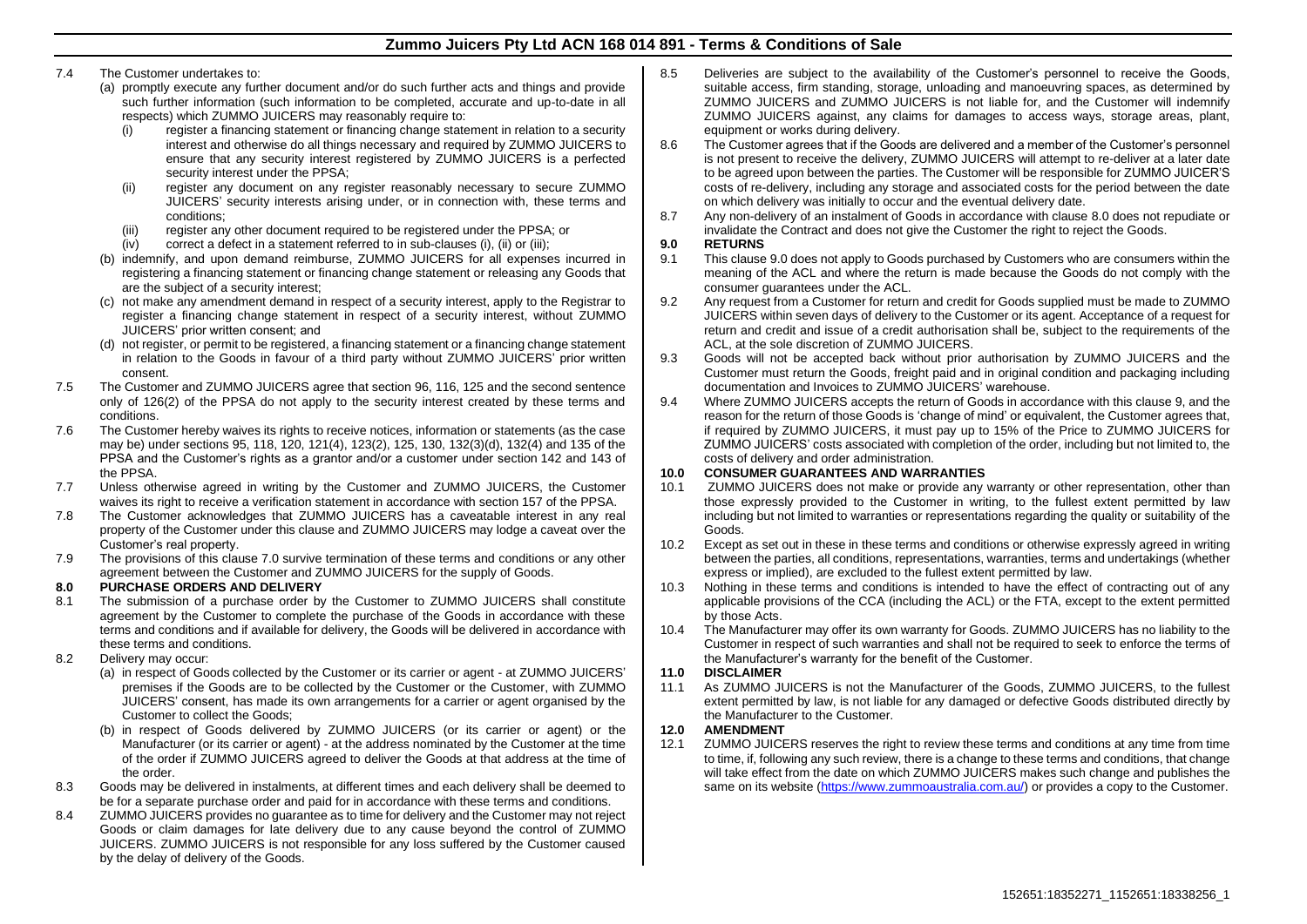7.4 The Customer undertakes to:

(a) promptly execute any further document and/or do such further acts and things and provide such further information (such information to be completed, accurate and up-to-date in all respects) which ZUMMO JUICERS may reasonably require to:

(i) register a financing statement or financing change statement in relation to a security interest and otherwise do all things necessary and required by ZUMMO JUICERS to ensure that any security interest registered by ZUMMO JUICERS is a perfected security interest under the PPSA;

(ii) register any document on any register reasonably necessary to secure ZUMMO JUICERS' security interests arising under, or in connection with, these terms and conditions;

(iii) register any other document required to be registered under the PPSA; or

(iv) correct a defect in a statement referred to in sub-clauses (i), (ii) or (iii);

(b) indemnify, and upon demand reimburse, ZUMMO JUICERS for all expenses incurred in registering a financing statement or financing change statement or releasing any Goods that are the subject of a security interest;

(c) not make any amendment demand in respect of a security interest, apply to the Registrar to register a financing change statement in respect of a security interest, without ZUMMO JUICERS' prior written consent; and

(d) not register, or permit to be registered, a financing statement or a financing change statement in relation to the Goods in favour of a third party without ZUMMO JUICERS' prior written consent.

7.5 The Customer and ZUMMO JUICERS agree that section 96, 116, 125 and the second sentence only of 126(2) of the PPSA do not apply to the security interest created by these terms and conditions.

7.6 The Customer hereby waives its rights to receive notices, information or statements (as the case may be) under sections 95, 118, 120, 121(4), 123(2), 125, 130, 132(3)(d), 132(4) and 135 of the PPSA and the Customer's rights as a grantor and/or a customer under section 142 and 143 of the PPSA.

7.7 Unless otherwise agreed in writing by the Customer and ZUMMO JUICERS, the Customer waives its right to receive a verification statement in accordance with section 157 of the PPSA.

7.8 The Customer acknowledges that ZUMMO JUICERS has a caveatable interest in any real property of the Customer under this clause and ZUMMO JUICERS may lodge a caveat over the Customer's real property.

7.9 The provisions of this clause 7.0 survive termination of these terms and conditions or any other agreement between the Customer and ZUMMO JUICERS for the supply of Goods.

## 8.0 PURCHASE ORDERS AND DELIVERY

8.1 The submission of a purchase order by the Customer to ZUMMO JUICERS shall constitute agreement by the Customer to complete the purchase of the Goods in accordance with these terms and conditions and if available for delivery, the Goods will be delivered in accordance with these terms and conditions.

8.2 Delivery may occur:

(a) in respect of Goods collected by the Customer or its carrier or agent - at ZUMMO JUICERS' premises if the Goods are to be collected by the Customer or the Customer, with ZUMMO JUICERS' consent, has made its own arrangements for a carrier or agent organised by the Customer to collect the Goods;

(b) in respect of Goods delivered by ZUMMO JUICERS (or its carrier or agent) or the Manufacturer (or its carrier or agent) - at the address nominated by the Customer at the time of the order if ZUMMO JUICERS agreed to deliver the Goods at that address at the time of the order.

8.3 Goods may be delivered in instalments, at different times and each delivery shall be deemed to be for a separate purchase order and paid for in accordance with these terms and conditions.

8.4 ZUMMO JUICERS provides no guarantee as to time for delivery and the Customer may not reject Goods or claim damages for late delivery due to any cause beyond the control of ZUMMO JUICERS. ZUMMO JUICERS is not responsible for any loss suffered by the Customer caused by the delay of delivery of the Goods.

8.5 Deliveries are subject to the availability of the Customer's personnel to receive the Goods, suitable access, firm standing, storage, unloading and manoeuvring spaces, as determined by ZUMMO JUICERS and ZUMMO JUICERS is not liable for, and the Customer will indemnify ZUMMO JUICERS against, any claims for damages to access ways, storage areas, plant, equipment or works during delivery.

8.6 The Customer agrees that if the Goods are delivered and a member of the Customer's personnel is not present to receive the delivery, ZUMMO JUICERS will attempt to re-deliver at a later date to be agreed upon between the parties. The Customer will be responsible for ZUMMO JUICER'S costs of re-delivery, including any storage and associated costs for the period between the date on which delivery was initially to occur and the eventual delivery date.

8.7 Any non-delivery of an instalment of Goods in accordance with clause 8.0 does not repudiate or invalidate the Contract and does not give the Customer the right to reject the Goods.

## 9.0 RETURNS

9.1 This clause 9.0 does not apply to Goods purchased by Customers who are consumers within the meaning of the ACL and where the return is made because the Goods do not comply with the consumer guarantees under the ACL.

9.2 Any request from a Customer for return and credit for Goods supplied must be made to ZUMMO JUICERS within seven days of delivery to the Customer or its agent. Acceptance of a request for return and credit and issue of a credit authorisation shall be, subject to the requirements of the ACL, at the sole discretion of ZUMMO JUICERS.

9.3 Goods will not be accepted back without prior authorisation by ZUMMO JUICERS and the Customer must return the Goods, freight paid and in original condition and packaging including documentation and Invoices to ZUMMO JUICERS' warehouse.

9.4 Where ZUMMO JUICERS accepts the return of Goods in accordance with this clause 9, and the reason for the return of those Goods is 'change of mind' or equivalent, the Customer agrees that, if required by ZUMMO JUICERS, it must pay up to 15% of the Price to ZUMMO JUICERS for ZUMMO JUICERS' costs associated with completion of the order, including but not limited to, the costs of delivery and order administration.

## 10.0 CONSUMER GUARANTEES AND WARRANTIES

10.1 ZUMMO JUICERS does not make or provide any warranty or other representation, other than those expressly provided to the Customer in writing, to the fullest extent permitted by law including but not limited to warranties or representations regarding the quality or suitability of the Goods.

10.2 Except as set out in these in these terms and conditions or otherwise expressly agreed in writing between the parties, all conditions, representations, warranties, terms and undertakings (whether express or implied), are excluded to the fullest extent permitted by law.

10.3 Nothing in these terms and conditions is intended to have the effect of contracting out of any applicable provisions of the CCA (including the ACL) or the FTA, except to the extent permitted by those Acts.

10.4 The Manufacturer may offer its own warranty for Goods. ZUMMO JUICERS has no liability to the Customer in respect of such warranties and shall not be required to seek to enforce the terms of the Manufacturer's warranty for the benefit of the Customer.

## 11.0 DISCLAIMER

11.1 As ZUMMO JUICERS is not the Manufacturer of the Goods, ZUMMO JUICERS, to the fullest extent permitted by law, is not liable for any damaged or defective Goods distributed directly by the Manufacturer to the Customer.

## 12.0 AMENDMENT

12.1 ZUMMO JUICERS reserves the right to review these terms and conditions at any time from time to time, if, following any such review, there is a change to these terms and conditions, that change will take effect from the date on which ZUMMO JUICERS makes such change and publishes the same on its website (https://www.zummoaustralia.com.au/) or provides a copy to the Customer.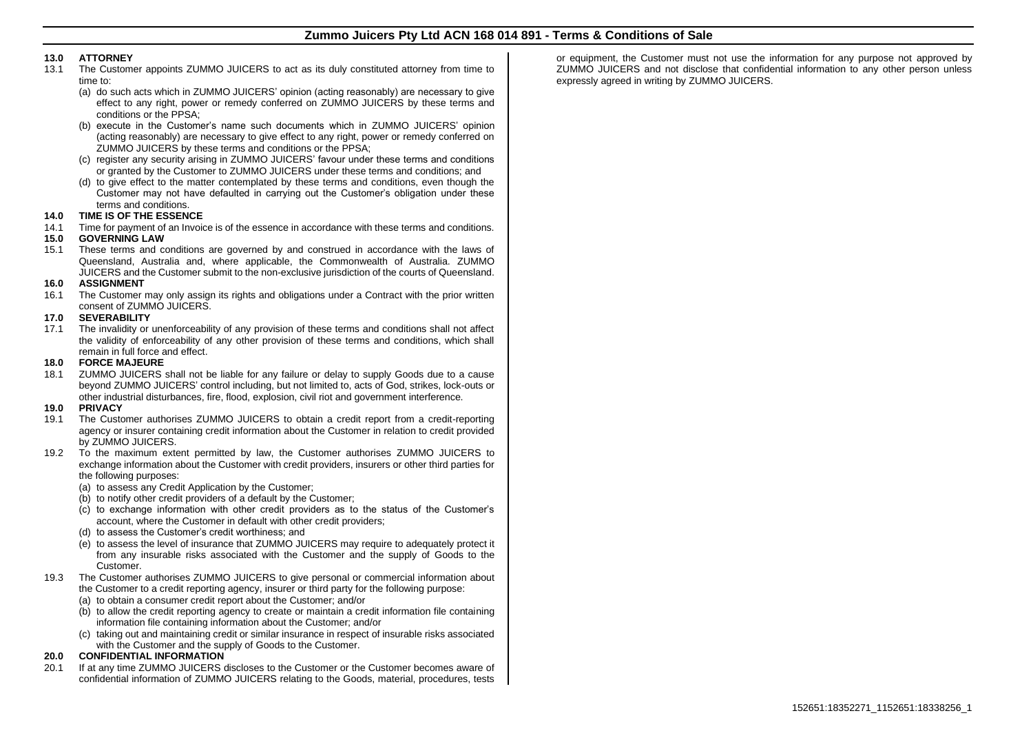## 13.0 ATTORNEY

13.1 The Customer appoints ZUMMO JUICERS to act as its duly constituted attorney from time to time to:

(a) do such acts which in ZUMMO JUICERS' opinion (acting reasonably) are necessary to give effect to any right, power or remedy conferred on ZUMMO JUICERS by these terms and conditions or the PPSA;

(b) execute in the Customer's name such documents which in ZUMMO JUICERS' opinion (acting reasonably) are necessary to give effect to any right, power or remedy conferred on ZUMMO JUICERS by these terms and conditions or the PPSA;

(c) register any security arising in ZUMMO JUICERS' favour under these terms and conditions or granted by the Customer to ZUMMO JUICERS under these terms and conditions; and

(d) to give effect to the matter contemplated by these terms and conditions, even though the Customer may not have defaulted in carrying out the Customer's obligation under these terms and conditions.

## 14.0 TIME IS OF THE ESSENCE

14.1 Time for payment of an Invoice is of the essence in accordance with these terms and conditions.

## 15.0 GOVERNING LAW

15.1 These terms and conditions are governed by and construed in accordance with the laws of Queensland, Australia and, where applicable, the Commonwealth of Australia. ZUMMO JUICERS and the Customer submit to the non-exclusive jurisdiction of the courts of Queensland.

## 16.0 ASSIGNMENT

16.1 The Customer may only assign its rights and obligations under a Contract with the prior written consent of ZUMMO JUICERS.

## 17.0 SEVERABILITY

17.1 The invalidity or unenforceability of any provision of these terms and conditions shall not affect the validity of enforceability of any other provision of these terms and conditions, which shall remain in full force and effect.

## 18.0 FORCE MAJEURE

18.1 ZUMMO JUICERS shall not be liable for any failure or delay to supply Goods due to a cause beyond ZUMMO JUICERS' control including, but not limited to, acts of God, strikes, lock-outs or other industrial disturbances, fire, flood, explosion, civil riot and government interference.

## 19.0 PRIVACY

19.1 The Customer authorises ZUMMO JUICERS to obtain a credit report from a credit-reporting agency or insurer containing credit information about the Customer in relation to credit provided by ZUMMO JUICERS.

19.2 To the maximum extent permitted by law, the Customer authorises ZUMMO JUICERS to exchange information about the Customer with credit providers, insurers or other third parties for the following purposes:

(a) to assess any Credit Application by the Customer;

(b) to notify other credit providers of a default by the Customer;

(c) to exchange information with other credit providers as to the status of the Customer's account, where the Customer in default with other credit providers;

(d) to assess the Customer's credit worthiness; and

(e) to assess the level of insurance that ZUMMO JUICERS may require to adequately protect it from any insurable risks associated with the Customer and the supply of Goods to the Customer.

19.3 The Customer authorises ZUMMO JUICERS to give personal or commercial information about the Customer to a credit reporting agency, insurer or third party for the following purpose:

(a) to obtain a consumer credit report about the Customer; and/or

(b) to allow the credit reporting agency to create or maintain a credit information file containing information file containing information about the Customer; and/or

(c) taking out and maintaining credit or similar insurance in respect of insurable risks associated with the Customer and the supply of Goods to the Customer.

## 20.0 CONFIDENTIAL INFORMATION

20.1 If at any time ZUMMO JUICERS discloses to the Customer or the Customer becomes aware of confidential information of ZUMMO JUICERS relating to the Goods, material, procedures, tests or equipment, the Customer must not use the information for any purpose not approved by ZUMMO JUICERS and not disclose that confidential information to any other person unless expressly agreed in writing by ZUMMO JUICERS.